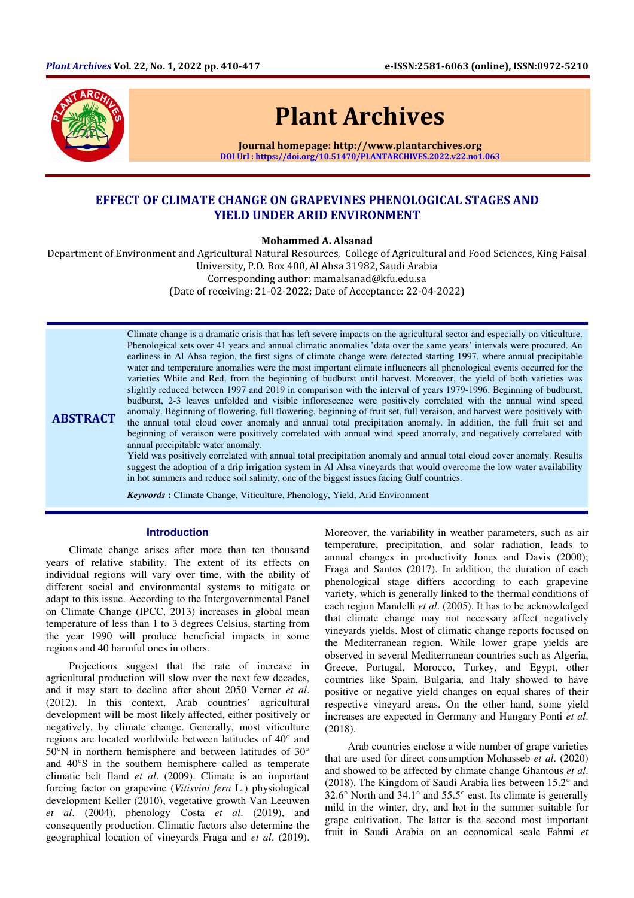Plant Archives

Journal homepage: http://www.plantarchives.org

DOI Url : https://doi.org/10.51470/PLANTARCHIVES.2022.v22.no1.063

# EFFECT OF CLIMATE CHANGE ON GRAPEVINES PHENOLOGICAL STAGES AND YIELD UNDER ARID ENVIRONMENT

**Mohammed A. Alsanad**

Department of Environment and Agricultural Natural Resources, College of Agricultural and Food Sciences, King Faisal University, P.O. Box 400, Al Ahsa 31982, Saudi Arabia

Corresponding author: mamalsanad@kfu.edu.sa

(Date of receiving: 21-02-2022; Date of Acceptance: 22-04-2022)

## ABSTRACT

Climate change is a dramatic crisis that has left severe impacts on the agricultural sector and especially on viticulture. Phenological sets over 41 years and annual climatic anomalies 'data over the same years' intervals were procured. An earliness in Al Ahsa region, the first signs of climate change were detected starting 1997, where annual precipitable water and temperature anomalies were the most important climate influencers all phenological events occurred for the varieties White and Red, from the beginning of budburst until harvest. Moreover, the yield of both varieties was slightly reduced between 1997 and 2019 in comparison with the interval of years 1979-1996. Beginning of budburst, budburst, 2-3 leaves unfolded and visible inflorescence were positively correlated with the annual wind speed anomaly. Beginning of flowering, full flowering, beginning of fruit set, full veraison, and harvest were positively with the annual total cloud cover anomaly and annual total precipitation anomaly. In addition, the full fruit set and beginning of veraison were positively correlated with annual wind speed anomaly, and negatively correlated with annual precipitable water anomaly.

Yield was positively correlated with annual total precipitation anomaly and annual total cloud cover anomaly. Results suggest the adoption of a drip irrigation system in Al Ahsa vineyards that would overcome the low water availability in hot summers and reduce soil salinity, one of the biggest issues facing Gulf countries.

***Keywords*** **:** Climate Change, Viticulture, Phenology, Yield, Arid Environment

## Introduction

Climate change arises after more than ten thousand years of relative stability. The extent of its effects on individual regions will vary over time, with the ability of different social and environmental systems to mitigate or adapt to this issue. According to the Intergovernmental Panel on Climate Change (IPCC, 2013) increases in global mean temperature of less than 1 to 3 degrees Celsius, starting from the year 1990 will produce beneficial impacts in some regions and 40 harmful ones in others.

Projections suggest that the rate of increase in agricultural production will slow over the next few decades, and it may start to decline after about 2050 Verner *et al*. (2012). In this context, Arab countries' agricultural development will be most likely affected, either positively or negatively, by climate change. Generally, most viticulture regions are located worldwide between latitudes of 40° and 50°N in northern hemisphere and between latitudes of 30° and 40°S in the southern hemisphere called as temperate climatic belt Iland *et al*. (2009). Climate is an important forcing factor on grapevine (*Vitisvini fera* L.) physiological development Keller (2010), vegetative growth Van Leeuwen *et al*. (2004), phenology Costa *et al*. (2019), and consequently production. Climatic factors also determine the geographical location of vineyards Fraga and *et al*. (2019). Moreover, the variability in weather parameters, such as air temperature, precipitation, and solar radiation, leads to annual changes in productivity Jones and Davis (2000); Fraga and Santos (2017). In addition, the duration of each phenological stage differs according to each grapevine variety, which is generally linked to the thermal conditions of each region Mandelli *et al*. (2005). It has to be acknowledged that climate change may not necessary affect negatively vineyards yields. Most of climatic change reports focused on the Mediterranean region. While lower grape yields are observed in several Mediterranean countries such as Algeria, Greece, Portugal, Morocco, Turkey, and Egypt, other countries like Spain, Bulgaria, and Italy showed to have positive or negative yield changes on equal shares of their respective vineyard areas. On the other hand, some yield increases are expected in Germany and Hungary Ponti *et al*. (2018).

Arab countries enclose a wide number of grape varieties that are used for direct consumption Mohasseb *et al*. (2020) and showed to be affected by climate change Ghantous *et al*. (2018). The Kingdom of Saudi Arabia lies between 15.2° and 32.6° North and 34.1° and 55.5° east. Its climate is generally mild in the winter, dry, and hot in the summer suitable for grape cultivation. The latter is the second most important fruit in Saudi Arabia on an economical scale Fahmi *et*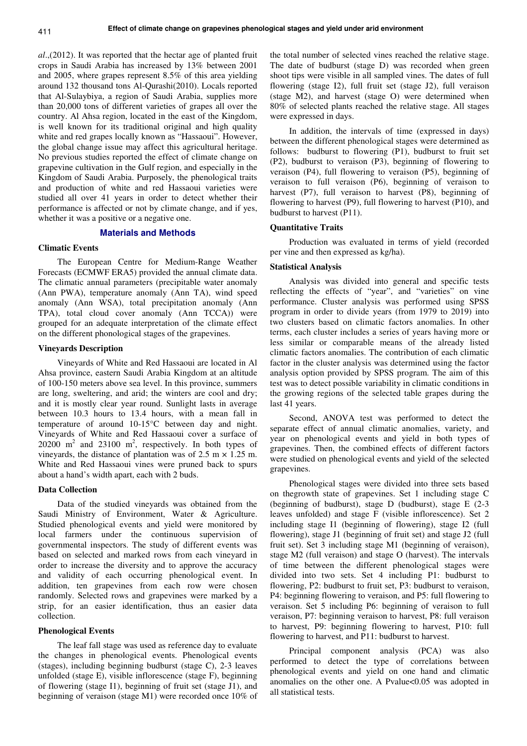*al*.,(2012). It was reported that the hectar age of planted fruit crops in Saudi Arabia has increased by 13% between 2001 and 2005, where grapes represent 8.5% of this area yielding around 132 thousand tons Al-Qurashi(2010). Locals reported that Al-Sulaybiya, a region of Saudi Arabia, supplies more than 20,000 tons of different varieties of grapes all over the country. Al Ahsa region, located in the east of the Kingdom, is well known for its traditional original and high quality white and red grapes locally known as "Hassaoui". However, the global change issue may affect this agricultural heritage. No previous studies reported the effect of climate change on grapevine cultivation in the Gulf region, and especially in the Kingdom of Saudi Arabia. Purposely, the phenological traits and production of white and red Hassaoui varieties were studied all over 41 years in order to detect whether their performance is affected or not by climate change, and if yes, whether it was a positive or a negative one.

## Materials and Methods

### Climatic Events

The European Centre for Medium-Range Weather Forecasts (ECMWF ERA5) provided the annual climate data. The climatic annual parameters (precipitable water anomaly (Ann PWA), temperature anomaly (Ann TA), wind speed anomaly (Ann WSA), total precipitation anomaly (Ann TPA), total cloud cover anomaly (Ann TCCA)) were grouped for an adequate interpretation of the climate effect on the different phonological stages of the grapevines.

### Vineyards Description

Vineyards of White and Red Hassaoui are located in Al Ahsa province, eastern Saudi Arabia Kingdom at an altitude of 100-150 meters above sea level. In this province, summers are long, sweltering, and arid; the winters are cool and dry; and it is mostly clear year round. Sunlight lasts in average between 10.3 hours to 13.4 hours, with a mean fall in temperature of around 10-15°C between day and night. Vineyards of White and Red Hassaoui cover a surface of 20200 $m^2$ and 23100 $m^2$, respectively. In both types of vineyards, the distance of plantation was of 2.5 m × 1.25 m. White and Red Hassaoui vines were pruned back to spurs about a hand's width apart, each with 2 buds.

### Data Collection

Data of the studied vineyards was obtained from the Saudi Ministry of Environment, Water & Agriculture. Studied phenological events and yield were monitored by local farmers under the continuous supervision of governmental inspectors. The study of different events was based on selected and marked rows from each vineyard in order to increase the diversity and to approve the accuracy and validity of each occurring phenological event. In addition, ten grapevines from each row were chosen randomly. Selected rows and grapevines were marked by a strip, for an easier identification, thus an easier data collection.

### Phenological Events

The leaf fall stage was used as reference day to evaluate the changes in phenological events. Phenological events (stages), including beginning budburst (stage C), 2-3 leaves unfolded (stage E), visible inflorescence (stage F), beginning of flowering (stage I1), beginning of fruit set (stage J1), and beginning of veraison (stage M1) were recorded once 10% of the total number of selected vines reached the relative stage. The date of budburst (stage D) was recorded when green shoot tips were visible in all sampled vines. The dates of full flowering (stage I2), full fruit set (stage J2), full veraison (stage M2), and harvest (stage O) were determined when 80% of selected plants reached the relative stage. All stages were expressed in days.

In addition, the intervals of time (expressed in days) between the different phenological stages were determined as follows: budburst to flowering (P1), budburst to fruit set (P2), budburst to veraison (P3), beginning of flowering to veraison (P4), full flowering to veraison (P5), beginning of veraison to full veraison (P6), beginning of veraison to harvest (P7), full veraison to harvest (P8), beginning of flowering to harvest (P9), full flowering to harvest (P10), and budburst to harvest (P11).

### Quantitative Traits

Production was evaluated in terms of yield (recorded per vine and then expressed as kg/ha).

### Statistical Analysis

Analysis was divided into general and specific tests reflecting the effects of "year", and "varieties" on vine performance. Cluster analysis was performed using SPSS program in order to divide years (from 1979 to 2019) into two clusters based on climatic factors anomalies. In other terms, each cluster includes a series of years having more or less similar or comparable means of the already listed climatic factors anomalies. The contribution of each climatic factor in the cluster analysis was determined using the factor analysis option provided by SPSS program. The aim of this test was to detect possible variability in climatic conditions in the growing regions of the selected table grapes during the last 41 years.

Second, ANOVA test was performed to detect the separate effect of annual climatic anomalies, variety, and year on phenological events and yield in both types of grapevines. Then, the combined effects of different factors were studied on phenological events and yield of the selected grapevines.

Phenological stages were divided into three sets based on thegrowth state of grapevines. Set 1 including stage C (beginning of budburst), stage D (budburst), stage E (2-3 leaves unfolded) and stage F (visible inflorescence). Set 2 including stage I1 (beginning of flowering), stage I2 (full flowering), stage J1 (beginning of fruit set) and stage J2 (full fruit set). Set 3 including stage M1 (beginning of veraison), stage M2 (full veraison) and stage O (harvest). The intervals of time between the different phenological stages were divided into two sets. Set 4 including P1: budburst to flowering, P2: budburst to fruit set, P3: budburst to veraison, P4: beginning flowering to veraison, and P5: full flowering to veraison. Set 5 including P6: beginning of veraison to full veraison, P7: beginning veraison to harvest, P8: full veraison to harvest, P9: beginning flowering to harvest, P10: full flowering to harvest, and P11: budburst to harvest.

Principal component analysis (PCA) was also performed to detect the type of correlations between phenological events and yield on one hand and climatic anomalies on the other one. A Pvalue<0.05 was adopted in all statistical tests.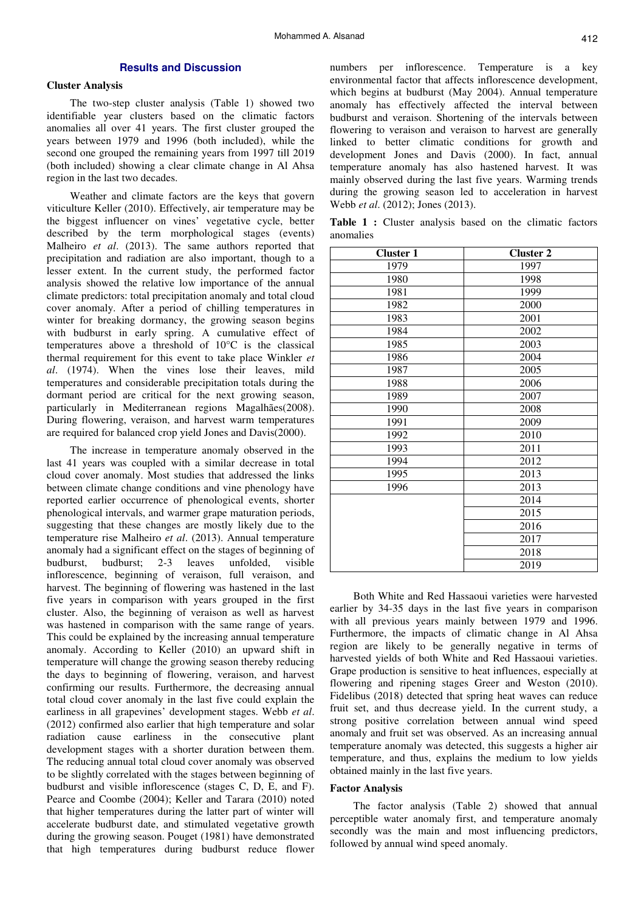## Results and Discussion

### Cluster Analysis

The two-step cluster analysis (Table 1) showed two identifiable year clusters based on the climatic factors anomalies all over 41 years. The first cluster grouped the years between 1979 and 1996 (both included), while the second one grouped the remaining years from 1997 till 2019 (both included) showing a clear climate change in Al Ahsa region in the last two decades.

Weather and climate factors are the keys that govern viticulture Keller (2010). Effectively, air temperature may be the biggest influencer on vines' vegetative cycle, better described by the term morphological stages (events) Malheiro *et al*. (2013). The same authors reported that precipitation and radiation are also important, though to a lesser extent. In the current study, the performed factor analysis showed the relative low importance of the annual climate predictors: total precipitation anomaly and total cloud cover anomaly. After a period of chilling temperatures in winter for breaking dormancy, the growing season begins with budburst in early spring. A cumulative effect of temperatures above a threshold of 10°C is the classical thermal requirement for this event to take place Winkler *et al*. (1974). When the vines lose their leaves, mild temperatures and considerable precipitation totals during the dormant period are critical for the next growing season, particularly in Mediterranean regions Magalhães(2008). During flowering, veraison, and harvest warm temperatures are required for balanced crop yield Jones and Davis(2000).

The increase in temperature anomaly observed in the last 41 years was coupled with a similar decrease in total cloud cover anomaly. Most studies that addressed the links between climate change conditions and vine phenology have reported earlier occurrence of phenological events, shorter phenological intervals, and warmer grape maturation periods, suggesting that these changes are mostly likely due to the temperature rise Malheiro *et al*. (2013). Annual temperature anomaly had a significant effect on the stages of beginning of budburst, budburst; 2-3 leaves unfolded, visible inflorescence, beginning of veraison, full veraison, and harvest. The beginning of flowering was hastened in the last five years in comparison with years grouped in the first cluster. Also, the beginning of veraison as well as harvest was hastened in comparison with the same range of years. This could be explained by the increasing annual temperature anomaly. According to Keller (2010) an upward shift in temperature will change the growing season thereby reducing the days to beginning of flowering, veraison, and harvest confirming our results. Furthermore, the decreasing annual total cloud cover anomaly in the last five could explain the earliness in all grapevines' development stages. Webb *et al*. (2012) confirmed also earlier that high temperature and solar radiation cause earliness in the consecutive plant development stages with a shorter duration between them. The reducing annual total cloud cover anomaly was observed to be slightly correlated with the stages between beginning of budburst and visible inflorescence (stages C, D, E, and F). Pearce and Coombe (2004); Keller and Tarara (2010) noted that higher temperatures during the latter part of winter will accelerate budburst date, and stimulated vegetative growth during the growing season. Pouget (1981) have demonstrated that high temperatures during budburst reduce flower numbers per inflorescence. Temperature is a key environmental factor that affects inflorescence development, which begins at budburst (May 2004). Annual temperature anomaly has effectively affected the interval between budburst and veraison. Shortening of the intervals between flowering to veraison and veraison to harvest are generally linked to better climatic conditions for growth and development Jones and Davis (2000). In fact, annual temperature anomaly has also hastened harvest. It was mainly observed during the last five years. Warming trends during the growing season led to acceleration in harvest Webb *et al*. (2012); Jones (2013).

**Table 1 :** Cluster analysis based on the climatic factors anomalies

| Cluster 1 | Cluster 2 |
|---|---|
| 1979 | 1997 |
| 1980 | 1998 |
| 1981 | 1999 |
| 1982 | 2000 |
| 1983 | 2001 |
| 1984 | 2002 |
| 1985 | 2003 |
| 1986 | 2004 |
| 1987 | 2005 |
| 1988 | 2006 |
| 1989 | 2007 |
| 1990 | 2008 |
| 1991 | 2009 |
| 1992 | 2010 |
| 1993 | 2011 |
| 1994 | 2012 |
| 1995 | 2013 |
| 1996 | 2013 |
| | 2014 |
| | 2015 |
| | 2016 |
| | 2017 |
| | 2018 |
| | 2019 |

Both White and Red Hassaoui varieties were harvested earlier by 34-35 days in the last five years in comparison with all previous years mainly between 1979 and 1996. Furthermore, the impacts of climatic change in Al Ahsa region are likely to be generally negative in terms of harvested yields of both White and Red Hassaoui varieties. Grape production is sensitive to heat influences, especially at flowering and ripening stages Greer and Weston (2010). Fidelibus (2018) detected that spring heat waves can reduce fruit set, and thus decrease yield. In the current study, a strong positive correlation between annual wind speed anomaly and fruit set was observed. As an increasing annual temperature anomaly was detected, this suggests a higher air temperature, and thus, explains the medium to low yields obtained mainly in the last five years.

### Factor Analysis

The factor analysis (Table 2) showed that annual perceptible water anomaly first, and temperature anomaly secondly was the main and most influencing predictors, followed by annual wind speed anomaly.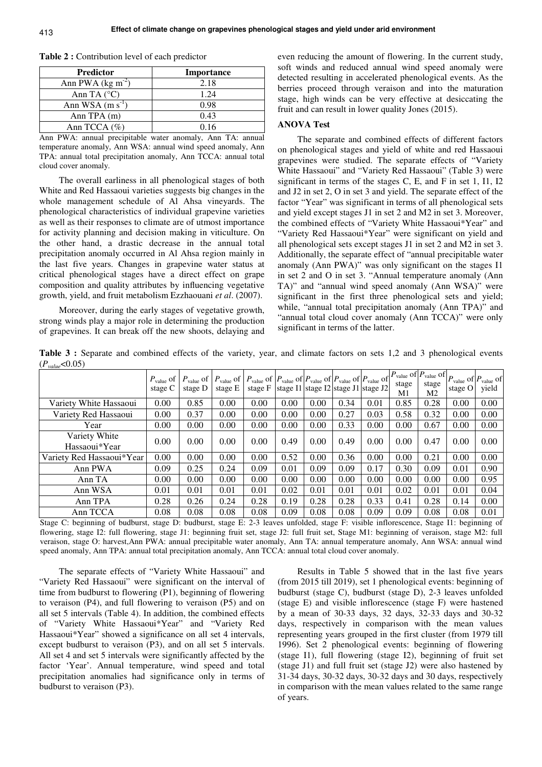**Table 2 :** Contribution level of each predictor

| Predictor | Importance |
|---|---|
| Ann PWA (kg $m^{-2}$) | 2.18 |
| Ann TA (°C) | 1.24 |
| Ann WSA (m $s^{-1}$) | 0.98 |
| Ann TPA (m) | 0.43 |
| Ann TCCA (%) | 0.16 |

Ann PWA: annual precipitable water anomaly, Ann TA: annual temperature anomaly, Ann WSA: annual wind speed anomaly, Ann TPA: annual total precipitation anomaly, Ann TCCA: annual total cloud cover anomaly.

The overall earliness in all phenological stages of both White and Red Hassaoui varieties suggests big changes in the whole management schedule of Al Ahsa vineyards. The phenological characteristics of individual grapevine varieties as well as their responses to climate are of utmost importance for activity planning and decision making in viticulture. On the other hand, a drastic decrease in the annual total precipitation anomaly occurred in Al Ahsa region mainly in the last five years. Changes in grapevine water status at critical phenological stages have a direct effect on grape composition and quality attributes by influencing vegetative growth, yield, and fruit metabolism Ezzhaouani *et al*. (2007).

Moreover, during the early stages of vegetative growth, strong winds play a major role in determining the production of grapevines. It can break off the new shoots, delaying and even reducing the amount of flowering. In the current study, soft winds and reduced annual wind speed anomaly were detected resulting in accelerated phenological events. As the berries proceed through veraison and into the maturation stage, high winds can be very effective at desiccating the fruit and can result in lower quality Jones (2015).

### ANOVA Test

The separate and combined effects of different factors on phenological stages and yield of white and red Hassaoui grapevines were studied. The separate effects of "Variety White Hassaoui" and "Variety Red Hassaoui" (Table 3) were significant in terms of the stages C, E, and F in set 1, I1, I2 and J2 in set 2, O in set 3 and yield. The separate effect of the factor "Year" was significant in terms of all phenological sets and yield except stages J1 in set 2 and M2 in set 3. Moreover, the combined effects of "Variety White Hassaoui*Year" and "Variety Red Hassaoui*Year" were significant on yield and all phenological sets except stages J1 in set 2 and M2 in set 3. Additionally, the separate effect of "annual precipitable water anomaly (Ann PWA)" was only significant on the stages I1 in set 2 and O in set 3. "Annual temperature anomaly (Ann TA)" and "annual wind speed anomaly (Ann WSA)" were significant in the first three phenological sets and yield; while, "annual total precipitation anomaly (Ann TPA)" and "annual total cloud cover anomaly (Ann TCCA)" were only significant in terms of the latter.

**Table 3 :** Separate and combined effects of the variety, year, and climate factors on sets 1,2 and 3 phenological events ($P_{value}$<0.05)

| | $P_{value}$ of stage C | $P_{value}$ of stage D | $P_{value}$ of stage E | $P_{value}$ of stage F | $P_{value}$ of stage I1 | $P_{value}$ of stage I2 | $P_{value}$ of stage J1 | $P_{value}$ of stage J2 | $P_{value}$ of stage M1 | $P_{value}$ of stage M2 | $P_{value}$ of stage O | $P_{value}$ of yield |
|---|---|---|---|---|---|---|---|---|---|---|---|---|
| Variety White Hassaoui | 0.00 | 0.85 | 0.00 | 0.00 | 0.00 | 0.00 | 0.34 | 0.01 | 0.85 | 0.28 | 0.00 | 0.00 |
| Variety Red Hassaoui | 0.00 | 0.37 | 0.00 | 0.00 | 0.00 | 0.00 | 0.27 | 0.03 | 0.58 | 0.32 | 0.00 | 0.00 |
| Year | 0.00 | 0.00 | 0.00 | 0.00 | 0.00 | 0.00 | 0.33 | 0.00 | 0.00 | 0.67 | 0.00 | 0.00 |
| Variety White Hassaoui*Year | 0.00 | 0.00 | 0.00 | 0.00 | 0.49 | 0.00 | 0.49 | 0.00 | 0.00 | 0.47 | 0.00 | 0.00 |
| Variety Red Hassaoui*Year | 0.00 | 0.00 | 0.00 | 0.00 | 0.52 | 0.00 | 0.36 | 0.00 | 0.00 | 0.21 | 0.00 | 0.00 |
| Ann PWA | 0.09 | 0.25 | 0.24 | 0.09 | 0.01 | 0.09 | 0.09 | 0.17 | 0.30 | 0.09 | 0.01 | 0.90 |
| Ann TA | 0.00 | 0.00 | 0.00 | 0.00 | 0.00 | 0.00 | 0.00 | 0.00 | 0.00 | 0.00 | 0.00 | 0.95 |
| Ann WSA | 0.01 | 0.01 | 0.01 | 0.01 | 0.02 | 0.01 | 0.01 | 0.01 | 0.02 | 0.01 | 0.01 | 0.04 |
| Ann TPA | 0.28 | 0.26 | 0.24 | 0.28 | 0.19 | 0.28 | 0.28 | 0.33 | 0.41 | 0.28 | 0.14 | 0.00 |
| Ann TCCA | 0.08 | 0.08 | 0.08 | 0.08 | 0.09 | 0.08 | 0.08 | 0.09 | 0.09 | 0.08 | 0.08 | 0.01 |

Stage C: beginning of budburst, stage D: budburst, stage E: 2-3 leaves unfolded, stage F: visible inflorescence, Stage I1: beginning of flowering, stage I2: full flowering, stage J1: beginning fruit set, stage J2: full fruit set, Stage M1: beginning of veraison, stage M2: full veraison, stage O: harvest,Ann PWA: annual precipitable water anomaly, Ann TA: annual temperature anomaly, Ann WSA: annual wind speed anomaly, Ann TPA: annual total precipitation anomaly, Ann TCCA: annual total cloud cover anomaly.

The separate effects of "Variety White Hassaoui" and "Variety Red Hassaoui" were significant on the interval of time from budburst to flowering (P1), beginning of flowering to veraison (P4), and full flowering to veraison (P5) and on all set 5 intervals (Table 4). In addition, the combined effects of "Variety White Hassaoui*Year" and "Variety Red Hassaoui*Year" showed a significance on all set 4 intervals, except budburst to veraison (P3), and on all set 5 intervals. All set 4 and set 5 intervals were significantly affected by the factor 'Year'. Annual temperature, wind speed and total precipitation anomalies had significance only in terms of budburst to veraison (P3).

Results in Table 5 showed that in the last five years (from 2015 till 2019), set 1 phenological events: beginning of budburst (stage C), budburst (stage D), 2-3 leaves unfolded (stage E) and visible inflorescence (stage F) were hastened by a mean of 30-33 days, 32 days, 32-33 days and 30-32 days, respectively in comparison with the mean values representing years grouped in the first cluster (from 1979 till 1996). Set 2 phenological events: beginning of flowering (stage I1), full flowering (stage I2), beginning of fruit set (stage J1) and full fruit set (stage J2) were also hastened by 31-34 days, 30-32 days, 30-32 days and 30 days, respectively in comparison with the mean values related to the same range of years.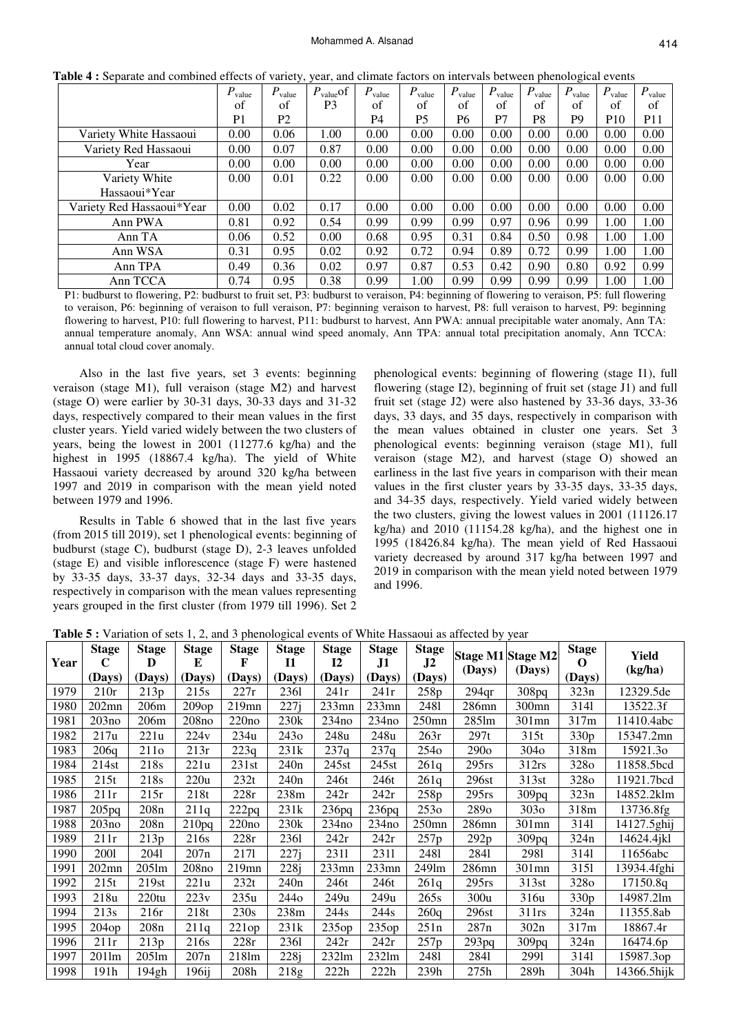**Table 4 :** Separate and combined effects of variety, year, and climate factors on intervals between phenological events

| | $P_{value}$ of P1 | $P_{value}$ of P2 | $P_{value}$ of P3 | $P_{value}$ of P4 | $P_{value}$ of P5 | $P_{value}$ of P6 | $P_{value}$ of P7 | $P_{value}$ of P8 | $P_{value}$ of P9 | $P_{value}$ of P10 | $P_{value}$ of P11 |
|---|---|---|---|---|---|---|---|---|---|---|---|
| Variety White Hassaoui | 0.00 | 0.06 | 1.00 | 0.00 | 0.00 | 0.00 | 0.00 | 0.00 | 0.00 | 0.00 | 0.00 |
| Variety Red Hassaoui | 0.00 | 0.07 | 0.87 | 0.00 | 0.00 | 0.00 | 0.00 | 0.00 | 0.00 | 0.00 | 0.00 |
| Year | 0.00 | 0.00 | 0.00 | 0.00 | 0.00 | 0.00 | 0.00 | 0.00 | 0.00 | 0.00 | 0.00 |
| Variety White Hassaoui*Year | 0.00 | 0.01 | 0.22 | 0.00 | 0.00 | 0.00 | 0.00 | 0.00 | 0.00 | 0.00 | 0.00 |
| Variety Red Hassaoui*Year | 0.00 | 0.02 | 0.17 | 0.00 | 0.00 | 0.00 | 0.00 | 0.00 | 0.00 | 0.00 | 0.00 |
| Ann PWA | 0.81 | 0.92 | 0.54 | 0.99 | 0.99 | 0.99 | 0.97 | 0.96 | 0.99 | 1.00 | 1.00 |
| Ann TA | 0.06 | 0.52 | 0.00 | 0.68 | 0.95 | 0.31 | 0.84 | 0.50 | 0.98 | 1.00 | 1.00 |
| Ann WSA | 0.31 | 0.95 | 0.02 | 0.92 | 0.72 | 0.94 | 0.89 | 0.72 | 0.99 | 1.00 | 1.00 |
| Ann TPA | 0.49 | 0.36 | 0.02 | 0.97 | 0.87 | 0.53 | 0.42 | 0.90 | 0.80 | 0.92 | 0.99 |
| Ann TCCA | 0.74 | 0.95 | 0.38 | 0.99 | 1.00 | 0.99 | 0.99 | 0.99 | 0.99 | 1.00 | 1.00 |

P1: budburst to flowering, P2: budburst to fruit set, P3: budburst to veraison, P4: beginning of flowering to veraison, P5: full flowering to veraison, P6: beginning of veraison to full veraison, P7: beginning veraison to harvest, P8: full veraison to harvest, P9: beginning flowering to harvest, P10: full flowering to harvest, P11: budburst to harvest, Ann PWA: annual precipitable water anomaly, Ann TA: annual temperature anomaly, Ann WSA: annual wind speed anomaly, Ann TPA: annual total precipitation anomaly, Ann TCCA: annual total cloud cover anomaly.

Also in the last five years, set 3 events: beginning veraison (stage M1), full veraison (stage M2) and harvest (stage O) were earlier by 30-31 days, 30-33 days and 31-32 days, respectively compared to their mean values in the first cluster years. Yield varied widely between the two clusters of years, being the lowest in 2001 (11277.6 kg/ha) and the highest in 1995 (18867.4 kg/ha). The yield of White Hassaoui variety decreased by around 320 kg/ha between 1997 and 2019 in comparison with the mean yield noted between 1979 and 1996.

Results in Table 6 showed that in the last five years (from 2015 till 2019), set 1 phenological events: beginning of budburst (stage C), budburst (stage D), 2-3 leaves unfolded (stage E) and visible inflorescence (stage F) were hastened by 33-35 days, 33-37 days, 32-34 days and 33-35 days, respectively in comparison with the mean values representing years grouped in the first cluster (from 1979 till 1996). Set 2 phenological events: beginning of flowering (stage I1), full flowering (stage I2), beginning of fruit set (stage J1) and full fruit set (stage J2) were also hastened by 33-36 days, 33-36 days, 33 days, and 35 days, respectively in comparison with the mean values obtained in cluster one years. Set 3 phenological events: beginning veraison (stage M1), full veraison (stage M2), and harvest (stage O) showed an earliness in the last five years in comparison with their mean values in the first cluster years by 33-35 days, 33-35 days, and 34-35 days, respectively. Yield varied widely between the two clusters, giving the lowest values in 2001 (11126.17 kg/ha) and 2010 (11154.28 kg/ha), and the highest one in 1995 (18426.84 kg/ha). The mean yield of Red Hassaoui variety decreased by around 317 kg/ha between 1997 and 2019 in comparison with the mean yield noted between 1979 and 1996.

**Table 5 :** Variation of sets 1, 2, and 3 phenological events of White Hassaoui as affected by year

| Year | Stage C (Days) | Stage D (Days) | Stage E (Days) | Stage F (Days) | Stage I1 (Days) | Stage I2 (Days) | Stage J1 (Days) | Stage J2 (Days) | Stage M1 (Days) | Stage M2 (Days) | Stage O (Days) | Yield (kg/ha) |
|---|---|---|---|---|---|---|---|---|---|---|---|---|
| 1979 | 210r | 213p | 215s | 227r | 236l | 241r | 241r | 258p | 294qr | 308pq | 323n | 12329.5de |
| 1980 | 202mn | 206m | 209op | 219mn | 227j | 233mn | 233mn | 248l | 286mn | 300mn | 314l | 13522.3f |
| 1981 | 203no | 206m | 208no | 220no | 230k | 234no | 234no | 250mn | 285lm | 301mn | 317m | 11410.4abc |
| 1982 | 217u | 221u | 224v | 234u | 243o | 248u | 248u | 263r | 297t | 315t | 330p | 15347.2mn |
| 1983 | 206q | 211o | 213r | 223q | 231k | 237q | 237q | 254o | 290o | 304o | 318m | 15921.3o |
| 1984 | 214st | 218s | 221u | 231st | 240n | 245st | 245st | 261q | 295rs | 312rs | 328o | 11858.5bcd |
| 1985 | 215t | 218s | 220u | 232t | 240n | 246t | 246t | 261q | 296st | 313st | 328o | 11921.7bcd |
| 1986 | 211r | 215r | 218t | 228r | 238m | 242r | 242r | 258p | 295rs | 309pq | 323n | 14852.2klm |
| 1987 | 205pq | 208n | 211q | 222pq | 231k | 236pq | 236pq | 253o | 289o | 303o | 318m | 13736.8fg |
| 1988 | 203no | 208n | 210pq | 220no | 230k | 234no | 234no | 250mn | 286mn | 301mn | 314l | 14127.5ghij |
| 1989 | 211r | 213p | 216s | 228r | 236l | 242r | 242r | 257p | 292p | 309pq | 324n | 14624.4jkl |
| 1990 | 200l | 204l | 207n | 217l | 227j | 231l | 231l | 248l | 284l | 298l | 314l | 11656abc |
| 1991 | 202mn | 205lm | 208no | 219mn | 228j | 233mn | 233mn | 249lm | 286mn | 301mn | 315l | 13934.4fghi |
| 1992 | 215t | 219st | 221u | 232t | 240n | 246t | 246t | 261q | 295rs | 313st | 328o | 17150.8q |
| 1993 | 218u | 220tu | 223v | 235u | 244o | 249u | 249u | 265s | 300u | 316u | 330p | 14987.2lm |
| 1994 | 213s | 216r | 218t | 230s | 238m | 244s | 244s | 260q | 296st | 311rs | 324n | 11355.8ab |
| 1995 | 204op | 208n | 211q | 221op | 231k | 235op | 235op | 251n | 287n | 302n | 317m | 18867.4r |
| 1996 | 211r | 213p | 216s | 228r | 236l | 242r | 242r | 257p | 293pq | 309pq | 324n | 16474.6p |
| 1997 | 201lm | 205lm | 207n | 218lm | 228j | 232lm | 232lm | 248l | 284l | 299l | 314l | 15987.3op |
| 1998 | 191h | 194gh | 196ij | 208h | 218g | 222h | 222h | 239h | 275h | 289h | 304h | 14366.5hijk |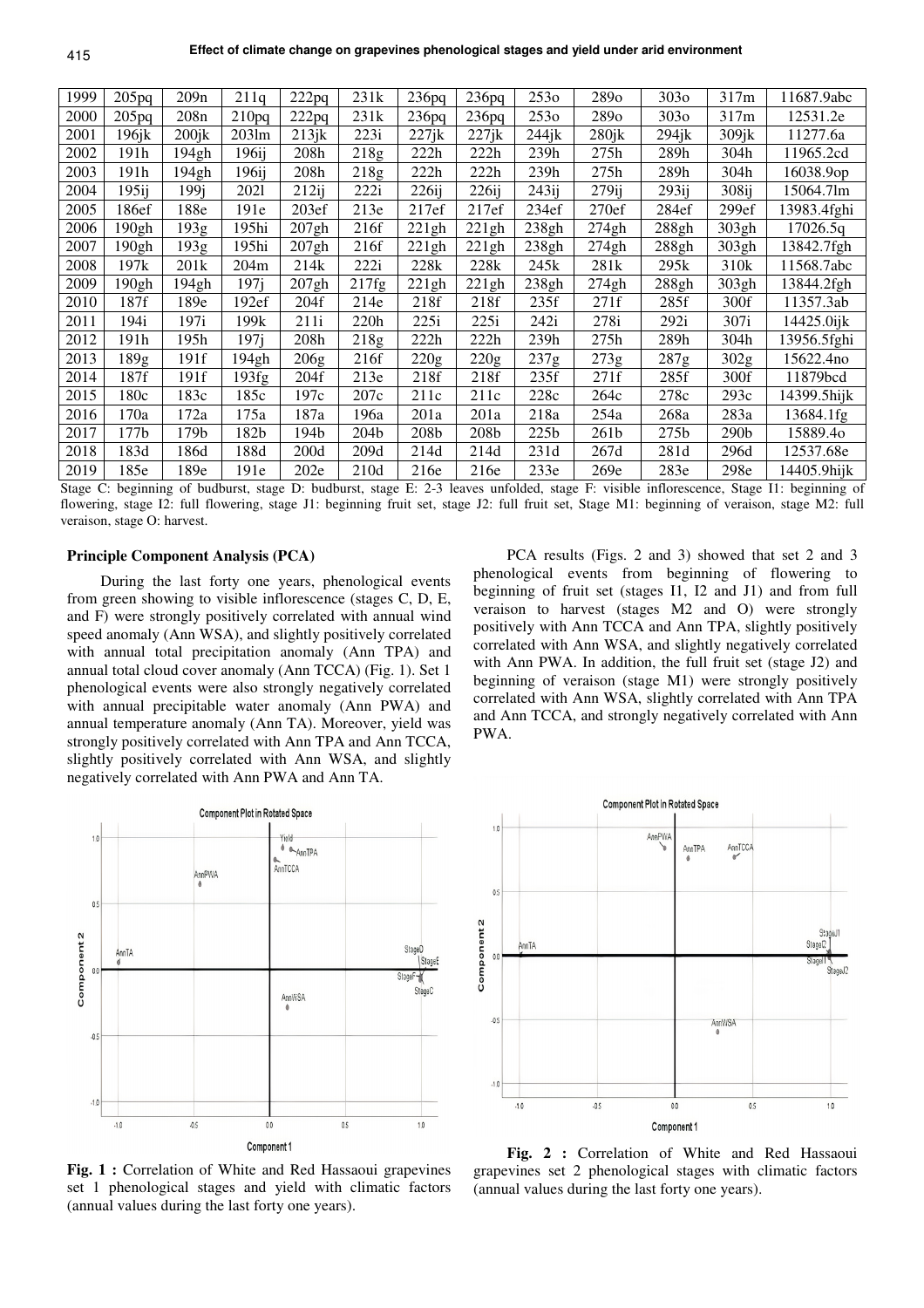| 1999 | 205pq | 209n | 211q | 222pq | 231k | 236pq | 236pq | 253o | 289o | 303o | 317m | 11687.9abc |
|---|---|---|---|---|---|---|---|---|---|---|---|---|
| 2000 | 205pq | 208n | 210pq | 222pq | 231k | 236pq | 236pq | 253o | 289o | 303o | 317m | 12531.2e |
| 2001 | 196jk | 200jk | 203lm | 213jk | 223i | 227jk | 227jk | 244jk | 280jk | 294jk | 309jk | 11277.6a |
| 2002 | 191h | 194gh | 196ij | 208h | 218g | 222h | 222h | 239h | 275h | 289h | 304h | 11965.2cd |
| 2003 | 191h | 194gh | 196ij | 208h | 218g | 222h | 222h | 239h | 275h | 289h | 304h | 16038.9op |
| 2004 | 195ij | 199j | 202l | 212ij | 222i | 226ij | 226ij | 243ij | 279ij | 293ij | 308ij | 15064.7lm |
| 2005 | 186ef | 188e | 191e | 203ef | 213e | 217ef | 217ef | 234ef | 270ef | 284ef | 299ef | 13983.4fghi |
| 2006 | 190gh | 193g | 195hi | 207gh | 216f | 221gh | 221gh | 238gh | 274gh | 288gh | 303gh | 17026.5q |
| 2007 | 190gh | 193g | 195hi | 207gh | 216f | 221gh | 221gh | 238gh | 274gh | 288gh | 303gh | 13842.7fgh |
| 2008 | 197k | 201k | 204m | 214k | 222i | 228k | 228k | 245k | 281k | 295k | 310k | 11568.7abc |
| 2009 | 190gh | 194gh | 197j | 207gh | 217fg | 221gh | 221gh | 238gh | 274gh | 288gh | 303gh | 13844.2fgh |
| 2010 | 187f | 189e | 192ef | 204f | 214e | 218f | 218f | 235f | 271f | 285f | 300f | 11357.3ab |
| 2011 | 194i | 197i | 199k | 211i | 220h | 225i | 225i | 242i | 278i | 292i | 307i | 14425.0ijk |
| 2012 | 191h | 195h | 197j | 208h | 218g | 222h | 222h | 239h | 275h | 289h | 304h | 13956.5fghi |
| 2013 | 189g | 191f | 194gh | 206g | 216f | 220g | 220g | 237g | 273g | 287g | 302g | 15622.4no |
| 2014 | 187f | 191f | 193fg | 204f | 213e | 218f | 218f | 235f | 271f | 285f | 300f | 11879bcd |
| 2015 | 180c | 183c | 185c | 197c | 207c | 211c | 211c | 228c | 264c | 278c | 293c | 14399.5hijk |
| 2016 | 170a | 172a | 175a | 187a | 196a | 201a | 201a | 218a | 254a | 268a | 283a | 13684.1fg |
| 2017 | 177b | 179b | 182b | 194b | 204b | 208b | 208b | 225b | 261b | 275b | 290b | 15889.4o |
| 2018 | 183d | 186d | 188d | 200d | 209d | 214d | 214d | 231d | 267d | 281d | 296d | 12537.68e |
| 2019 | 185e | 189e | 191e | 202e | 210d | 216e | 216e | 233e | 269e | 283e | 298e | 14405.9hijk |

Stage C: beginning of budburst, stage D: budburst, stage E: 2-3 leaves unfolded, stage F: visible inflorescence, Stage I1: beginning of flowering, stage I2: full flowering, stage J1: beginning fruit set, stage J2: full fruit set, Stage M1: beginning of veraison, stage M2: full veraison, stage O: harvest.

### Principle Component Analysis (PCA)

During the last forty one years, phenological events from green showing to visible inflorescence (stages C, D, E, and F) were strongly positively correlated with annual wind speed anomaly (Ann WSA), and slightly positively correlated with annual total precipitation anomaly (Ann TPA) and annual total cloud cover anomaly (Ann TCCA) (Fig. 1). Set 1 phenological events were also strongly negatively correlated with annual precipitable water anomaly (Ann PWA) and annual temperature anomaly (Ann TA). Moreover, yield was strongly positively correlated with Ann TPA and Ann TCCA, slightly positively correlated with Ann WSA, and slightly negatively correlated with Ann PWA and Ann TA.

PCA results (Figs. 2 and 3) showed that set 2 and 3 phenological events from beginning of flowering to beginning of fruit set (stages I1, I2 and J1) and from full veraison to harvest (stages M2 and O) were strongly positively with Ann TCCA and Ann TPA, slightly positively correlated with Ann WSA, and slightly negatively correlated with Ann PWA. In addition, the full fruit set (stage J2) and beginning of veraison (stage M1) were strongly positively correlated with Ann WSA, slightly correlated with Ann TPA and Ann TCCA, and strongly negatively correlated with Ann PWA.

**Fig. 1 :** Correlation of White and Red Hassaoui grapevines set 1 phenological stages and yield with climatic factors (annual values during the last forty one years).

**Fig. 2 :** Correlation of White and Red Hassaoui grapevines set 2 phenological stages with climatic factors (annual values during the last forty one years).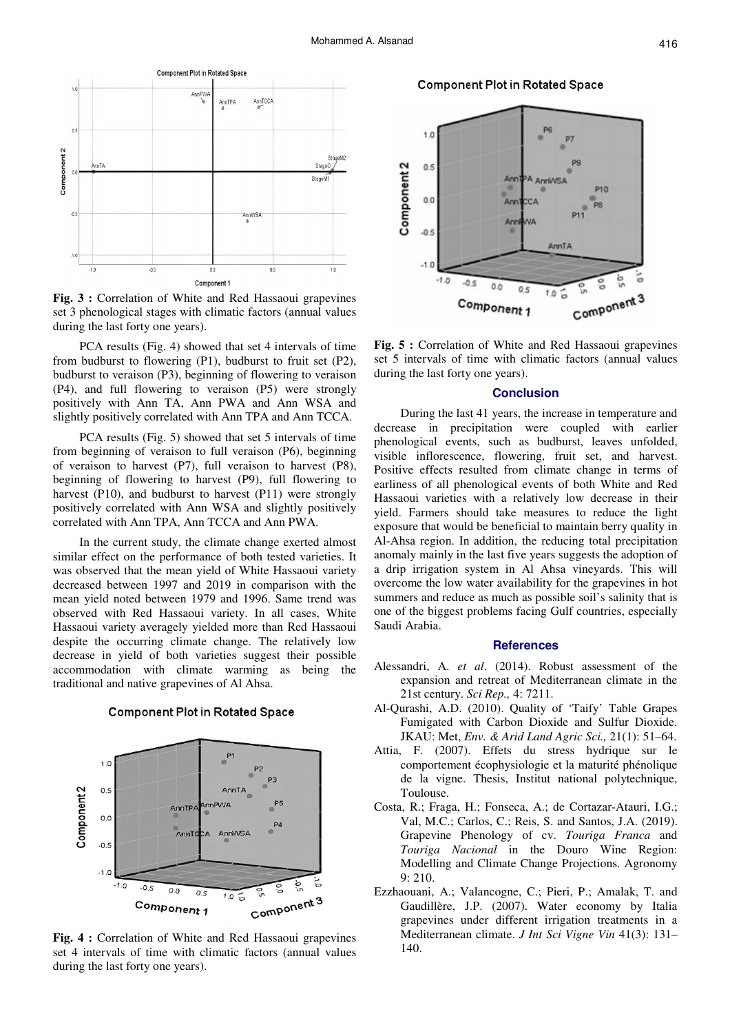**Fig. 3 :** Correlation of White and Red Hassaoui grapevines set 3 phenological stages with climatic factors (annual values during the last forty one years).

PCA results (Fig. 4) showed that set 4 intervals of time from budburst to flowering (P1), budburst to fruit set (P2), budburst to veraison (P3), beginning of flowering to veraison (P4), and full flowering to veraison (P5) were strongly positively with Ann TA, Ann PWA and Ann WSA and slightly positively correlated with Ann TPA and Ann TCCA.

PCA results (Fig. 5) showed that set 5 intervals of time from beginning of veraison to full veraison (P6), beginning of veraison to harvest (P7), full veraison to harvest (P8), beginning of flowering to harvest (P9), full flowering to harvest (P10), and budburst to harvest (P11) were strongly positively correlated with Ann WSA and slightly positively correlated with Ann TPA, Ann TCCA and Ann PWA.

In the current study, the climate change exerted almost similar effect on the performance of both tested varieties. It was observed that the mean yield of White Hassaoui variety decreased between 1997 and 2019 in comparison with the mean yield noted between 1979 and 1996. Same trend was observed with Red Hassaoui variety. In all cases, White Hassaoui variety averagely yielded more than Red Hassaoui despite the occurring climate change. The relatively low decrease in yield of both varieties suggest their possible accommodation with climate warming as being the traditional and native grapevines of Al Ahsa.

**Fig. 4 :** Correlation of White and Red Hassaoui grapevines set 4 intervals of time with climatic factors (annual values during the last forty one years).

**Fig. 5 :** Correlation of White and Red Hassaoui grapevines set 5 intervals of time with climatic factors (annual values during the last forty one years).

## Conclusion

During the last 41 years, the increase in temperature and decrease in precipitation were coupled with earlier phenological events, such as budburst, leaves unfolded, visible inflorescence, flowering, fruit set, and harvest. Positive effects resulted from climate change in terms of earliness of all phenological events of both White and Red Hassaoui varieties with a relatively low decrease in their yield. Farmers should take measures to reduce the light exposure that would be beneficial to maintain berry quality in Al-Ahsa region. In addition, the reducing total precipitation anomaly mainly in the last five years suggests the adoption of a drip irrigation system in Al Ahsa vineyards. This will overcome the low water availability for the grapevines in hot summers and reduce as much as possible soil's salinity that is one of the biggest problems facing Gulf countries, especially Saudi Arabia.

## References

Alessandri, A. *et al*. (2014). Robust assessment of the expansion and retreat of Mediterranean climate in the 21st century. *Sci Rep.,* 4: 7211.

Al-Qurashi, A.D. (2010). Quality of 'Taify' Table Grapes Fumigated with Carbon Dioxide and Sulfur Dioxide. JKAU: Met, *Env. & Arid Land Agric Sci.,* 21(1): 51–64.

Attia, F. (2007). Effets du stress hydrique sur le comportement écophysiologie et la maturité phénolique de la vigne. Thesis, Institut national polytechnique, Toulouse.

Costa, R.; Fraga, H.; Fonseca, A.; de Cortazar-Atauri, I.G.; Val, M.C.; Carlos, C.; Reis, S. and Santos, J.A. (2019). Grapevine Phenology of cv. *Touriga Franca* and *Touriga Nacional* in the Douro Wine Region: Modelling and Climate Change Projections. Agronomy 9: 210.

Ezzhaouani, A.; Valancogne, C.; Pieri, P.; Amalak, T. and Gaudillère, J.P. (2007). Water economy by Italia grapevines under different irrigation treatments in a Mediterranean climate. *J Int Sci Vigne Vin* 41(3): 131–140.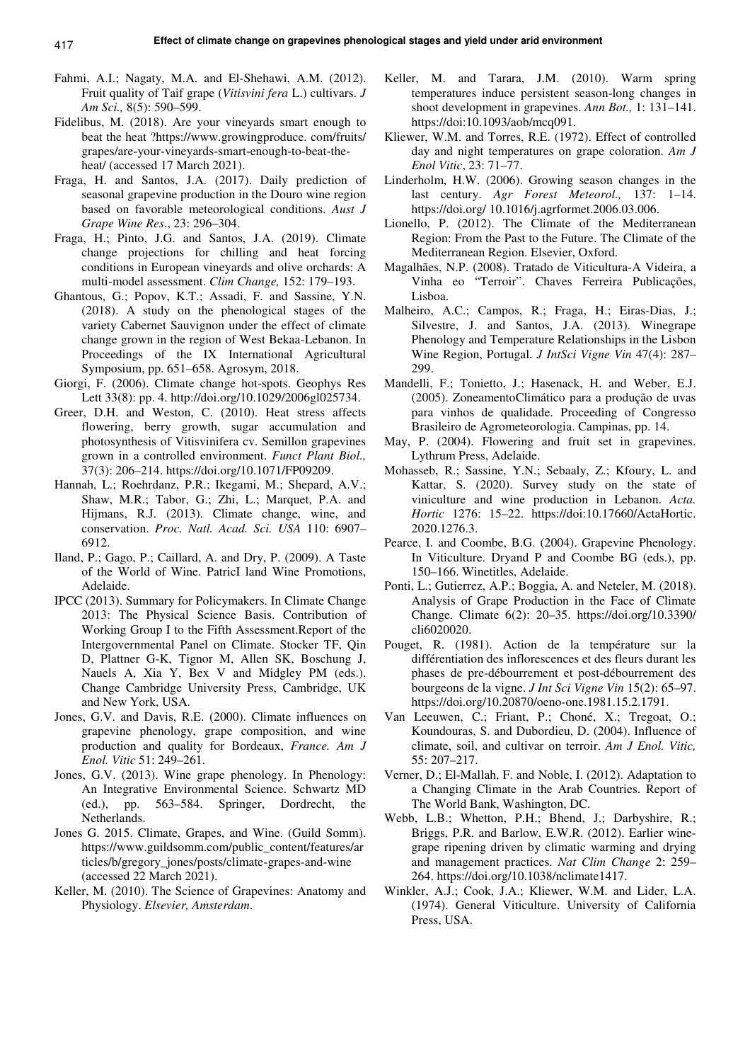Fahmi, A.I.; Nagaty, M.A. and El-Shehawi, A.M. (2012). Fruit quality of Taif grape (*Vitisvini fera* L.) cultivars. *J Am Sci.,* 8(5): 590–599.

Fidelibus, M. (2018). Are your vineyards smart enough to beat the heat ?https://www.growingproduce. com/fruits/grapes/are-your-vineyards-smart-enough-to-beat-the-heat/ (accessed 17 March 2021).

Fraga, H. and Santos, J.A. (2017). Daily prediction of seasonal grapevine production in the Douro wine region based on favorable meteorological conditions. *Aust J Grape Wine Res*., 23: 296–304.

Fraga, H.; Pinto, J.G. and Santos, J.A. (2019). Climate change projections for chilling and heat forcing conditions in European vineyards and olive orchards: A multi-model assessment. *Clim Change,* 152: 179–193.

Ghantous, G.; Popov, K.T.; Assadi, F. and Sassine, Y.N. (2018). A study on the phenological stages of the variety Cabernet Sauvignon under the effect of climate change grown in the region of West Bekaa-Lebanon. In Proceedings of the IX International Agricultural Symposium, pp. 651–658. Agrosym, 2018.

Giorgi, F. (2006). Climate change hot-spots. Geophys Res Lett 33(8): pp. 4. http://doi.org/10.1029/2006gl025734.

Greer, D.H. and Weston, C. (2010). Heat stress affects flowering, berry growth, sugar accumulation and photosynthesis of Vitisvinifera cv. Semillon grapevines grown in a controlled environment. *Funct Plant Biol.,* 37(3): 206–214. https://doi.org/10.1071/FP09209.

Hannah, L.; Roehrdanz, P.R.; Ikegami, M.; Shepard, A.V.; Shaw, M.R.; Tabor, G.; Zhi, L.; Marquet, P.A. and Hijmans, R.J. (2013). Climate change, wine, and conservation. *Proc. Natl. Acad. Sci. USA* 110: 6907–6912.

Iland, P.; Gago, P.; Caillard, A. and Dry, P. (2009). A Taste of the World of Wine. PatricI land Wine Promotions, Adelaide.

IPCC (2013). Summary for Policymakers. In Climate Change 2013: The Physical Science Basis. Contribution of Working Group I to the Fifth Assessment.Report of the Intergovernmental Panel on Climate. Stocker TF, Qin D, Plattner G-K, Tignor M, Allen SK, Boschung J, Nauels A, Xia Y, Bex V and Midgley PM (eds.). Change Cambridge University Press, Cambridge, UK and New York, USA.

Jones, G.V. and Davis, R.E. (2000). Climate influences on grapevine phenology, grape composition, and wine production and quality for Bordeaux, *France. Am J Enol. Vitic* 51: 249–261.

Jones, G.V. (2013). Wine grape phenology. In Phenology: An Integrative Environmental Science. Schwartz MD (ed.), pp. 563–584. Springer, Dordrecht, the Netherlands.

Jones G. 2015. Climate, Grapes, and Wine. (Guild Somm). https://www.guildsomm.com/public_content/features/articles/b/gregory_jones/posts/climate-grapes-and-wine (accessed 22 March 2021).

Keller, M. (2010). The Science of Grapevines: Anatomy and Physiology. *Elsevier, Amsterdam.*

Keller, M. and Tarara, J.M. (2010). Warm spring temperatures induce persistent season-long changes in shoot development in grapevines. *Ann Bot.,* 1: 131–141. https://doi:10.1093/aob/mcq091.

Kliewer, W.M. and Torres, R.E. (1972). Effect of controlled day and night temperatures on grape coloration. *Am J Enol Vitic*, 23: 71–77.

Linderholm, H.W. (2006). Growing season changes in the last century. *Agr Forest Meteorol.,* 137: 1–14. https://doi.org/ 10.1016/j.agrformet.2006.03.006.

Lionello, P. (2012). The Climate of the Mediterranean Region: From the Past to the Future. The Climate of the Mediterranean Region. Elsevier, Oxford.

Magalhães, N.P. (2008). Tratado de Viticultura-A Videira, a Vinha eo "Terroir". Chaves Ferreira Publicações, Lisboa.

Malheiro, A.C.; Campos, R.; Fraga, H.; Eiras-Dias, J.; Silvestre, J. and Santos, J.A. (2013). Winegrape Phenology and Temperature Relationships in the Lisbon Wine Region, Portugal. *J IntSci Vigne Vin* 47(4): 287–299.

Mandelli, F.; Tonietto, J.; Hasenack, H. and Weber, E.J. (2005). ZoneamentoClimático para a produção de uvas para vinhos de qualidade. Proceeding of Congresso Brasileiro de Agrometeorologia. Campinas, pp. 14.

May, P. (2004). Flowering and fruit set in grapevines. Lythrum Press, Adelaide.

Mohasseb, R.; Sassine, Y.N.; Sebaaly, Z.; Kfoury, L. and Kattar, S. (2020). Survey study on the state of viniculture and wine production in Lebanon. *Acta. Hortic* 1276: 15–22. https://doi:10.17660/ActaHortic.2020.1276.3.

Pearce, I. and Coombe, B.G. (2004). Grapevine Phenology. In Viticulture. Dryand P and Coombe BG (eds.), pp. 150–166. Winetitles, Adelaide.

Ponti, L.; Gutierrez, A.P.; Boggia, A. and Neteler, M. (2018). Analysis of Grape Production in the Face of Climate Change. Climate 6(2): 20–35. https://doi.org/10.3390/cli6020020.

Pouget, R. (1981). Action de la température sur la différentiation des inflorescences et des fleurs durant les phases de pre-débourrement et post-débourrement des bourgeons de la vigne. *J Int Sci Vigne Vin* 15(2): 65–97. https://doi.org/10.20870/oeno-one.1981.15.2.1791.

Van Leeuwen, C.; Friant, P.; Choné, X.; Tregoat, O.; Koundouras, S. and Dubordieu, D. (2004). Influence of climate, soil, and cultivar on terroir. *Am J Enol. Vitic,* 55: 207–217.

Verner, D.; El-Mallah, F. and Noble, I. (2012). Adaptation to a Changing Climate in the Arab Countries. Report of The World Bank, Washington, DC.

Webb, L.B.; Whetton, P.H.; Bhend, J.; Darbyshire, R.; Briggs, P.R. and Barlow, E.W.R. (2012). Earlier winegrape ripening driven by climatic warming and drying and management practices. *Nat Clim Change* 2: 259–264. https://doi.org/10.1038/nclimate1417.

Winkler, A.J.; Cook, J.A.; Kliewer, W.M. and Lider, L.A. (1974). General Viticulture. University of California Press, USA.